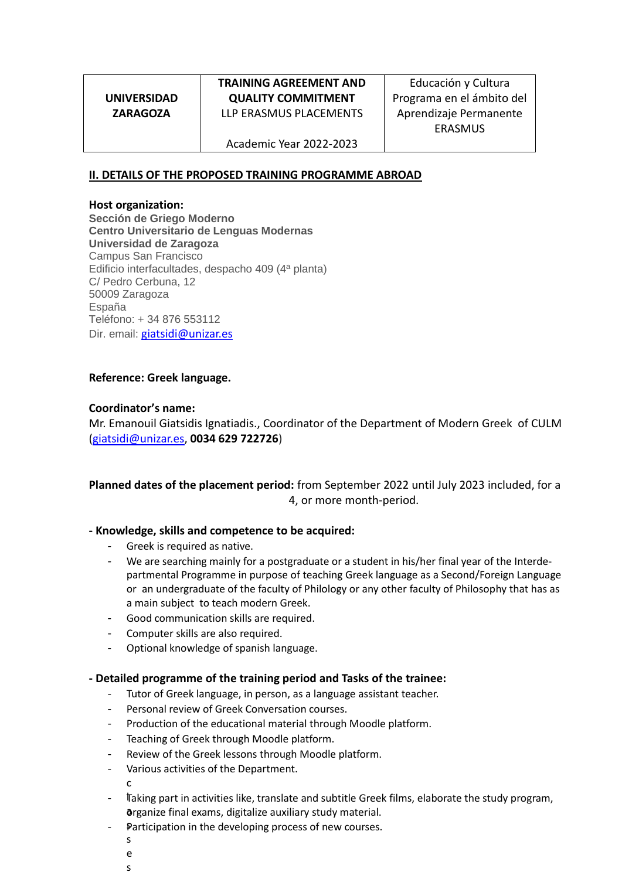| UNIVERSIDAD ZARAGOZA | TRAINING AGREEMENT AND QUALITY COMMITMENT<br>LLP ERASMUS PLACEMENTS<br><br>Academic Year 2022-2023 | Educación y Cultura<br>Programa en el ámbito del Aprendizaje Permanente<br>ERASMUS |
|---|---|---|

## II. DETAILS OF THE PROPOSED TRAINING PROGRAMME ABROAD

**Host organization:**
**Sección de Griego Moderno**
**Centro Universitario de Lenguas Modernas**
**Universidad de Zaragoza**
Campus San Francisco
Edificio interfacultades, despacho 409 (4ª planta)
C/ Pedro Cerbuna, 12
50009 Zaragoza
España
Teléfono: + 34 876 553112
Dir. email: giatsidi@unizar.es

**Reference: Greek language.**

**Coordinator's name:**
Mr. Emanouil Giatsidis Ignatiadis., Coordinator of the Department of Modern Greek of CULM (giatsidi@unizar.es, **0034 629 722726**)

**Planned dates of the placement period:** from September 2022 until July 2023 included, for a 4, or more month-period.

**- Knowledge, skills and competence to be acquired:**

- Greek is required as native.
- We are searching mainly for a postgraduate or a student in his/her final year of the Interdepartmental Programme in purpose of teaching Greek language as a Second/Foreign Language or an undergraduate of the faculty of Philology or any other faculty of Philosophy that has as a main subject to teach modern Greek.
- Good communication skills are required.
- Computer skills are also required.
- Optional knowledge of spanish language.

**- Detailed programme of the training period and Tasks of the trainee:**

- Tutor of Greek language, in person, as a language assistant teacher.
- Personal review of Greek Conversation courses.
- Production of the educational material through Moodle platform.
- Teaching of Greek through Moodle platform.
- Review of the Greek lessons through Moodle platform.
- Various activities of the Department.
- Taking part in activities like, translate and subtitle Greek films, elaborate the study program, organize final exams, digitalize auxiliary study material.
- Participation in the developing process of new courses.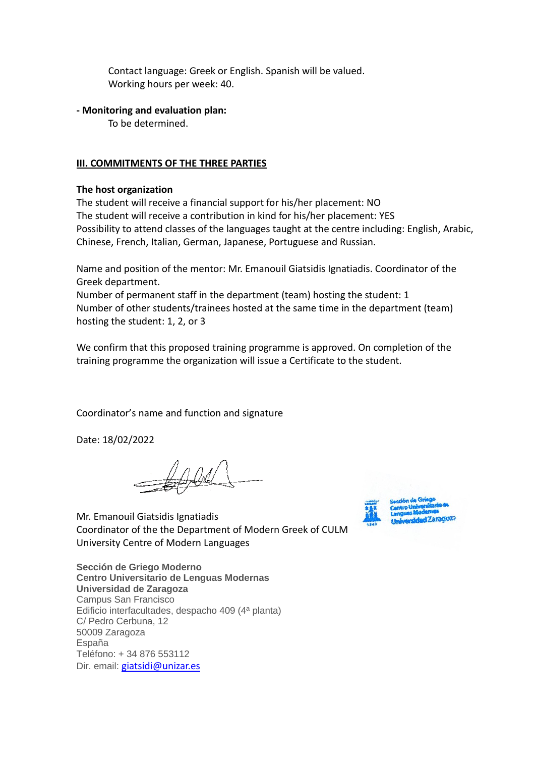Contact language: Greek or English. Spanish will be valued.
Working hours per week: 40.

**- Monitoring and evaluation plan:**

To be determined.

## III. COMMITMENTS OF THE THREE PARTIES

**The host organization**

The student will receive a financial support for his/her placement: NO
The student will receive a contribution in kind for his/her placement: YES
Possibility to attend classes of the languages taught at the centre including: English, Arabic, Chinese, French, Italian, German, Japanese, Portuguese and Russian.

Name and position of the mentor: Mr. Emanouil Giatsidis Ignatiadis. Coordinator of the Greek department.
Number of permanent staff in the department (team) hosting the student: 1
Number of other students/trainees hosted at the same time in the department (team) hosting the student: 1, 2, or 3

We confirm that this proposed training programme is approved. On completion of the training programme the organization will issue a Certificate to the student.

Coordinator's name and function and signature

Date: 18/02/2022

Mr. Emanouil Giatsidis Ignatiadis
Coordinator of the the Department of Modern Greek of CULM
University Centre of Modern Languages

Sección de Griego
Centro Universitario de Lenguas Modernas
Universidad Zaragoza

**Sección de Griego Moderno**
**Centro Universitario de Lenguas Modernas**
**Universidad de Zaragoza**
Campus San Francisco
Edificio interfacultades, despacho 409 (4ª planta)
C/ Pedro Cerbuna, 12
50009 Zaragoza
España
Teléfono: + 34 876 553112
Dir. email: giatsidi@unizar.es